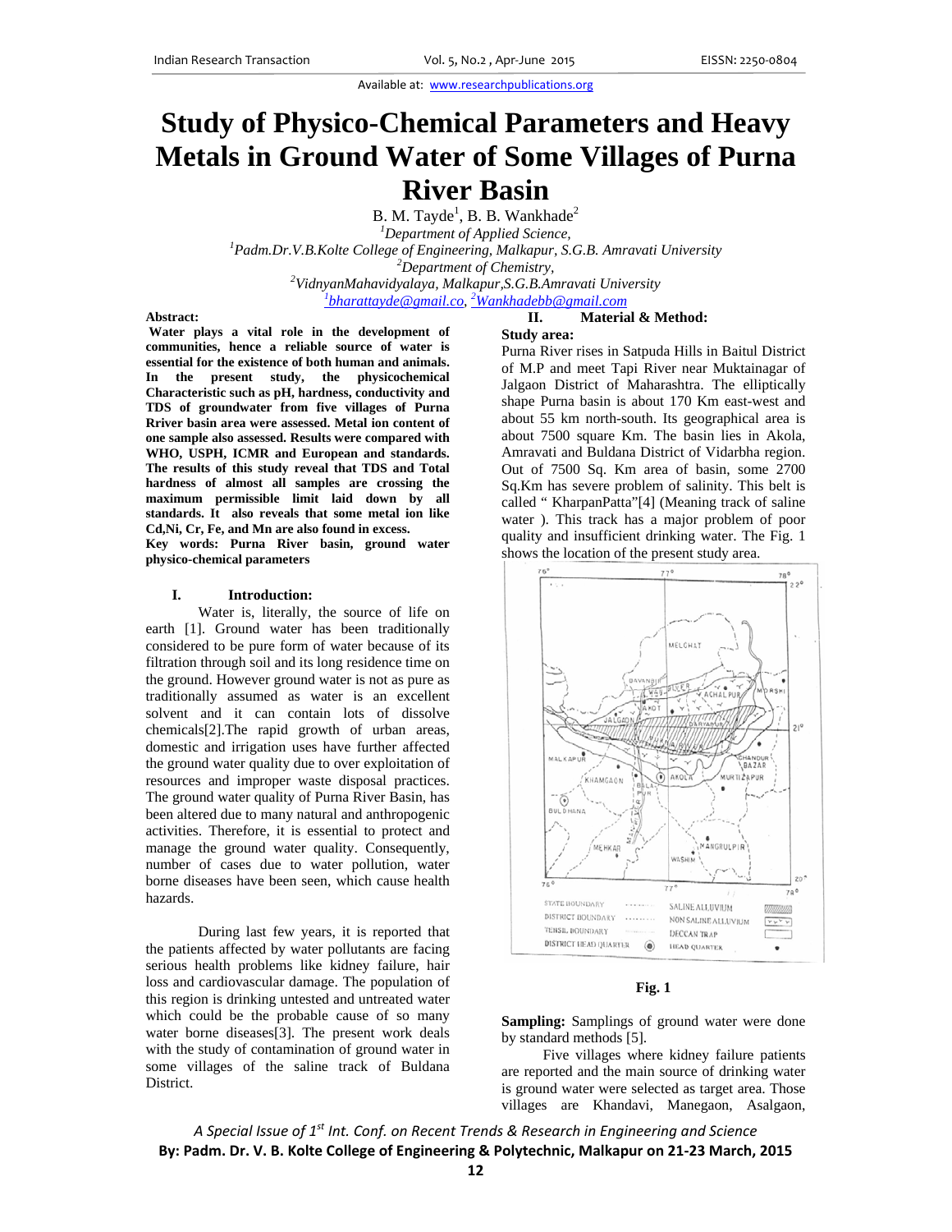Available at: www.researchpublications.org

# Study of Physico-Chemical Parameters and Heavy Metals in Ground Water of Some Villages of Purna River Basin

B. M. Tayde[1], B. B. Wankhade[2]

[1]Department of Applied Science,
[1]Padm.Dr.V.B.Kolte College of Engineering, Malkapur, S.G.B. Amravati University
[2]Department of Chemistry,
[2]VidnyanMahavidyalaya, Malkapur,S.G.B.Amravati University
[1]bharattayde@gmail.co, [2]Wankhadebb@gmail.com

**Abstract:**

**Water plays a vital role in the development of communities, hence a reliable source of water is essential for the existence of both human and animals. In the present study, the physicochemical Characteristic such as pH, hardness, conductivity and TDS of groundwater from five villages of Purna Rriver basin area were assessed. Metal ion content of one sample also assessed. Results were compared with WHO, USPH, ICMR and European and standards. The results of this study reveal that TDS and Total hardness of almost all samples are crossing the maximum permissible limit laid down by all standards. It also reveals that some metal ion like Cd,Ni, Cr, Fe, and Mn are also found in excess.**

**Key words: Purna River basin, ground water physico-chemical parameters**

## I. Introduction:

Water is, literally, the source of life on earth [1]. Ground water has been traditionally considered to be pure form of water because of its filtration through soil and its long residence time on the ground. However ground water is not as pure as traditionally assumed as water is an excellent solvent and it can contain lots of dissolve chemicals[2].The rapid growth of urban areas, domestic and irrigation uses have further affected the ground water quality due to over exploitation of resources and improper waste disposal practices. The ground water quality of Purna River Basin, has been altered due to many natural and anthropogenic activities. Therefore, it is essential to protect and manage the ground water quality. Consequently, number of cases due to water pollution, water borne diseases have been seen, which cause health hazards.

During last few years, it is reported that the patients affected by water pollutants are facing serious health problems like kidney failure, hair loss and cardiovascular damage. The population of this region is drinking untested and untreated water which could be the probable cause of so many water borne diseases[3]. The present work deals with the study of contamination of ground water in some villages of the saline track of Buldana District.

## II. Material & Method:

**Study area:**

Purna River rises in Satpuda Hills in Baitul District of M.P and meet Tapi River near Muktainagar of Jalgaon District of Maharashtra. The elliptically shape Purna basin is about 170 Km east-west and about 55 km north-south. Its geographical area is about 7500 square Km. The basin lies in Akola, Amravati and Buldana District of Vidarbha region. Out of 7500 Sq. Km area of basin, some 2700 Sq.Km has severe problem of salinity. This belt is called " KharpanPatta"[4] (Meaning track of saline water ). This track has a major problem of poor quality and insufficient drinking water. The Fig. 1 shows the location of the present study area.

**Fig. 1**

**Sampling:** Samplings of ground water were done by standard methods [5].

Five villages where kidney failure patients are reported and the main source of drinking water is ground water were selected as target area. Those villages are Khandavi, Manegaon, Asalgaon,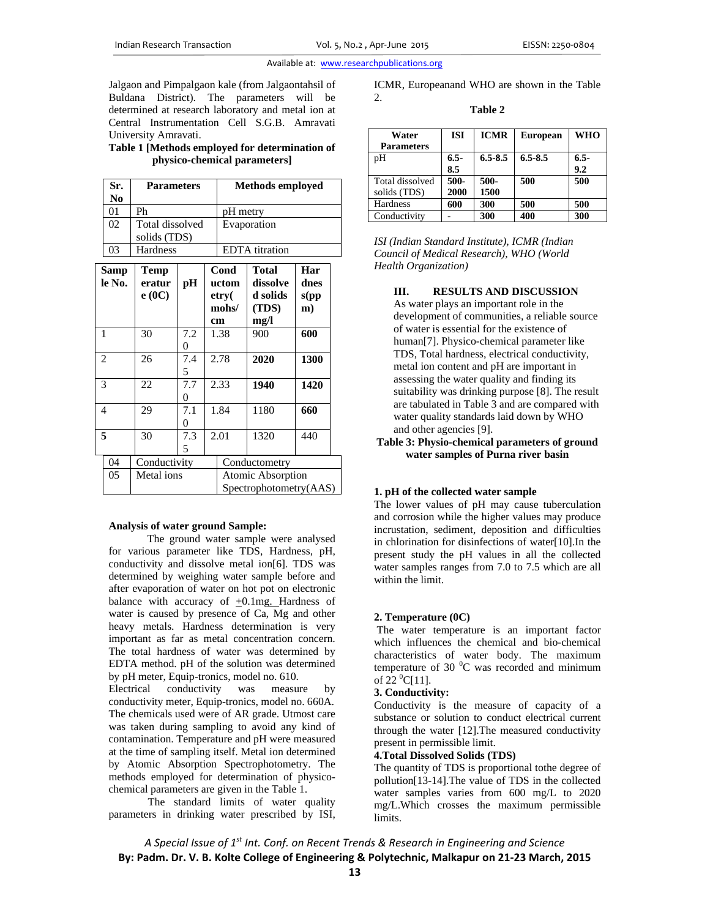Jalgaon and Pimpalgaon kale (from Jalgaontahsil of Buldana District). The parameters will be determined at research laboratory and metal ion at Central Instrumentation Cell S.G.B. Amravati University Amravati.

**Table 1 [Methods employed for determination of physico-chemical parameters]**

| Sr. No | Parameters | Methods employed |
|---|---|---|
| 01 | Ph | pH metry |
| 02 | Total dissolved solids (TDS) | Evaporation |
| 03 | Hardness | EDTA titration |
| 04 | Conductivity | Conductometry |
| 05 | Metal ions | Atomic Absorption Spectrophotometry(AAS) |

**Analysis of water ground Sample:**

The ground water sample were analysed for various parameter like TDS, Hardness, pH, conductivity and dissolve metal ion[6]. TDS was determined by weighing water sample before and after evaporation of water on hot pot on electronic balance with accuracy of ±0.1mg. Hardness of water is caused by presence of Ca, Mg and other heavy metals. Hardness determination is very important as far as metal concentration concern. The total hardness of water was determined by EDTA method. pH of the solution was determined by pH meter, Equip-tronics, model no. 610.

Electrical conductivity was measure by conductivity meter, Equip-tronics, model no. 660A. The chemicals used were of AR grade. Utmost care was taken during sampling to avoid any kind of contamination. Temperature and pH were measured at the time of sampling itself. Metal ion determined by Atomic Absorption Spectrophotometry. The methods employed for determination of physico-chemical parameters are given in the Table 1.

The standard limits of water quality parameters in drinking water prescribed by ISI, ICMR, Europeanand WHO are shown in the Table 2.

**Table 2**

| Water Parameters | ISI | ICMR | European | WHO |
|---|---|---|---|---|
| pH | **6.5-8.5** | **6.5-8.5** | **6.5-8.5** | **6.5-9.2** |
| Total dissolved solids (TDS) | **500-2000** | **500-1500** | **500** | **500** |
| Hardness | **600** | **300** | **500** | **500** |
| Conductivity | **-** | **300** | **400** | **300** |

*ISI (Indian Standard Institute), ICMR (Indian Council of Medical Research), WHO (World Health Organization)*

## III. RESULTS AND DISCUSSION

As water plays an important role in the development of communities, a reliable source of water is essential for the existence of human[7]. Physico-chemical parameter like TDS, Total hardness, electrical conductivity, metal ion content and pH are important in assessing the water quality and finding its suitability was drinking purpose [8]. The result are tabulated in Table 3 and are compared with water quality standards laid down by WHO and other agencies [9].

**Table 3: Physio-chemical parameters of ground water samples of Purna river basin**

| Sample No. | Temperature (0C) | pH | Conductometry( mohs/ cm | Total dissolved solids (TDS) mg/l | Hardness(ppm) |
|---|---|---|---|---|---|
| 1 | 30 | 7.20 | 1.38 | 900 | **600** |
| 2 | 26 | 7.45 | 2.78 | **2020** | **1300** |
| 3 | 22 | 7.70 | 2.33 | **1940** | **1420** |
| 4 | 29 | 7.10 | 1.84 | 1180 | **660** |
| **5** | 30 | 7.35 | 2.01 | 1320 | 440 |

**1. pH of the collected water sample**

The lower values of pH may cause tuberculation and corrosion while the higher values may produce incrustation, sediment, deposition and difficulties in chlorination for disinfections of water[10].In the present study the pH values in all the collected water samples ranges from 7.0 to 7.5 which are all within the limit.

**2. Temperature (0C)**

The water temperature is an important factor which influences the chemical and bio-chemical characteristics of water body. The maximum temperature of 30 $^0$C was recorded and minimum of 22 $^0$C[11].

**3. Conductivity:**

Conductivity is the measure of capacity of a substance or solution to conduct electrical current through the water [12].The measured conductivity present in permissible limit.

**4.Total Dissolved Solids (TDS)**

The quantity of TDS is proportional tothe degree of pollution[13-14].The value of TDS in the collected water samples varies from 600 mg/L to 2020 mg/L.Which crosses the maximum permissible limits.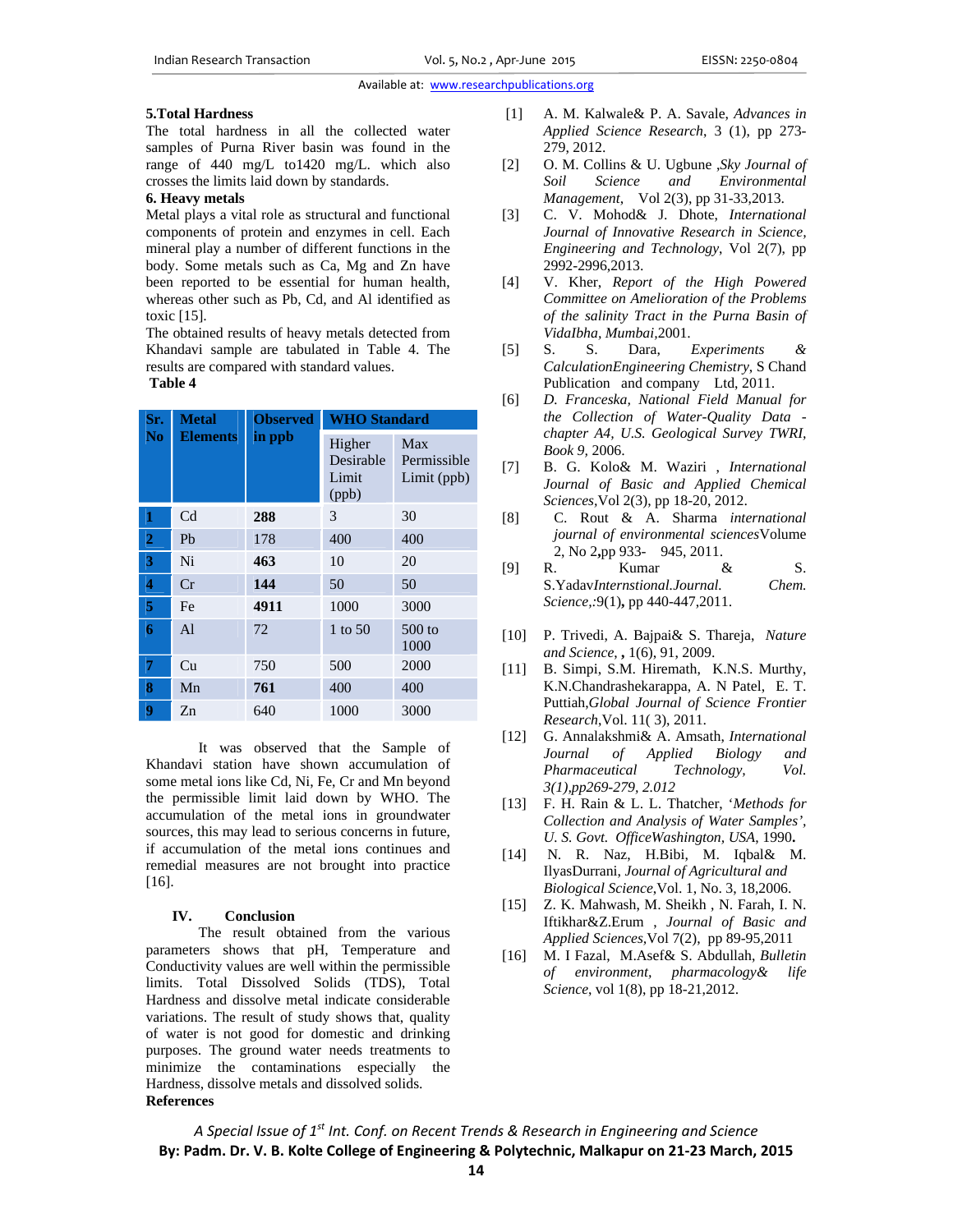### 5.Total Hardness

The total hardness in all the collected water samples of Purna River basin was found in the range of 440 mg/L to1420 mg/L. which also crosses the limits laid down by standards.

### 6. Heavy metals

Metal plays a vital role as structural and functional components of protein and enzymes in cell. Each mineral play a number of different functions in the body. Some metals such as Ca, Mg and Zn have been reported to be essential for human health, whereas other such as Pb, Cd, and Al identified as toxic [15].

The obtained results of heavy metals detected from Khandavi sample are tabulated in Table 4. The results are compared with standard values.

**Table 4**

| Sr. No | Metal Elements | Observed in ppb | WHO Standard | |
|---|---|---|---|---|
| | | | Higher Desirable Limit (ppb) | Max Permissible Limit (ppb) |
| 1 | Cd | **288** | 3 | 30 |
| 2 | Pb | 178 | 400 | 400 |
| 3 | Ni | **463** | 10 | 20 |
| 4 | Cr | **144** | 50 | 50 |
| 5 | Fe | **4911** | 1000 | 3000 |
| 6 | Al | 72 | 1 to 50 | 500 to 1000 |
| 7 | Cu | 750 | 500 | 2000 |
| 8 | Mn | **761** | 400 | 400 |
| 9 | Zn | 640 | 1000 | 3000 |

It was observed that the Sample of Khandavi station have shown accumulation of some metal ions like Cd, Ni, Fe, Cr and Mn beyond the permissible limit laid down by WHO. The accumulation of the metal ions in groundwater sources, this may lead to serious concerns in future, if accumulation of the metal ions continues and remedial measures are not brought into practice [16].

## IV. Conclusion

The result obtained from the various parameters shows that pH, Temperature and Conductivity values are well within the permissible limits. Total Dissolved Solids (TDS), Total Hardness and dissolve metal indicate considerable variations. The result of study shows that, quality of water is not good for domestic and drinking purposes. The ground water needs treatments to minimize the contaminations especially the Hardness, dissolve metals and dissolved solids.

## References

[1] A. M. Kalwale& P. A. Savale, *Advances in Applied Science Research*, 3 (1), pp 273-279, 2012.

[2] O. M. Collins & U. Ugbune ,*Sky Journal of Soil Science and Environmental Management*, Vol 2(3), pp 31-33,2013.

[3] C. V. Mohod& J. Dhote, *International Journal of Innovative Research in Science, Engineering and Technology*, Vol 2(7), pp 2992-2996,2013.

[4] V. Kher, *Report of the High Powered Committee on Amelioration of the Problems of the salinity Tract in the Purna Basin of VidaIbha, Mumbai*,2001.

[5] S. S. Dara, *Experiments & CalculationEngineering Chemistry*, S Chand Publication and company Ltd, 2011.

[6] *D. Franceska, National Field Manual for the Collection of Water-Quality Data - chapter A4, U.S. Geological Survey TWRI, Book 9*, 2006.

[7] B. G. Kolo& M. Waziri , *International Journal of Basic and Applied Chemical Sciences*,Vol 2(3), pp 18-20, 2012.

[8] C. Rout & A. Sharma *international journal of environmental sciences*Volume 2, No 2**,**pp 933- 945, 2011.

[9] R. Kumar & S. S.Yadav*Internstional.Journal. Chem. Science*,:9(1)**,** pp 440-447,2011.

[10] P. Trivedi, A. Bajpai& S. Thareja, *Nature and Science*, **,** 1(6), 91, 2009.

[11] B. Simpi, S.M. Hiremath, K.N.S. Murthy, K.N.Chandrashekarappa, A. N Patel, E. T. Puttiah,*Global Journal of Science Frontier Research*,Vol. 11( 3), 2011.

[12] G. Annalakshmi& A. Amsath, *International Journal of Applied Biology and Pharmaceutical Technology, Vol. 3(1),pp269-279, 2.012*

[13] F. H. Rain & L. L. Thatcher, '*Methods for Collection and Analysis of Water Samples', U. S. Govt. OfficeWashington, USA*, 1990**.**

[14] N. R. Naz, H.Bibi, M. Iqbal& M. IlyasDurrani, *Journal of Agricultural and Biological Science*,Vol. 1, No. 3, 18,2006.

[15] Z. K. Mahwash, M. Sheikh , N. Farah, I. N. Iftikhar&Z.Erum , *Journal of Basic and Applied Sciences*,Vol 7(2), pp 89-95,2011

[16] M. I Fazal, M.Asef& S. Abdullah, *Bulletin of environment, pharmacology& life Science*, vol 1(8), pp 18-21,2012.